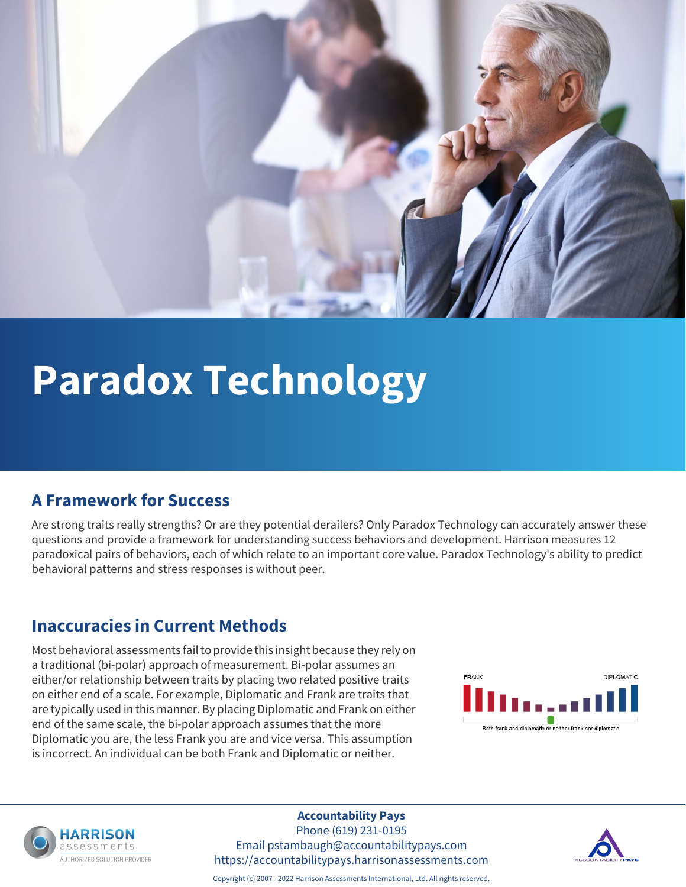# Paradox Technology

## A Framework for Success

Are strong traits really strengths? Or are they potential derailers? Only Paradox Technology can accurately answer these questions and provide a framework for understanding success behaviors and development. Harrison measures 12 paradoxical pairs of behaviors, each of which relate to an important core value. Paradox Technology's ability to predict behavioral patterns and stress responses is without peer.

## Inaccuracies in Current Methods

Most behavioral assessments fail to provide this insight because they rely on a traditional (bi-polar) approach of measurement. Bi-polar assumes an either/or relationship between traits by placing two related positive traits on either end of a scale. For example, Diplomatic and Frank are traits that are typically used in this manner. By placing Diplomatic and Frank on either end of the same scale, the bi-polar approach assumes that the more Diplomatic you are, the less Frank you are and vice versa. This assumption is incorrect. An individual can be both Frank and Diplomatic or neither.

FRANK — DIPLOMATIC

Both frank and diplomatic or neither frank nor diplomatic

**Accountability Pays**
Phone (619) 231-0195
Email pstambaugh@accountabilitypays.com
https://accountabilitypays.harrisonassessments.com

Copyright (c) 2007 - 2022 Harrison Assessments International, Ltd. All rights reserved.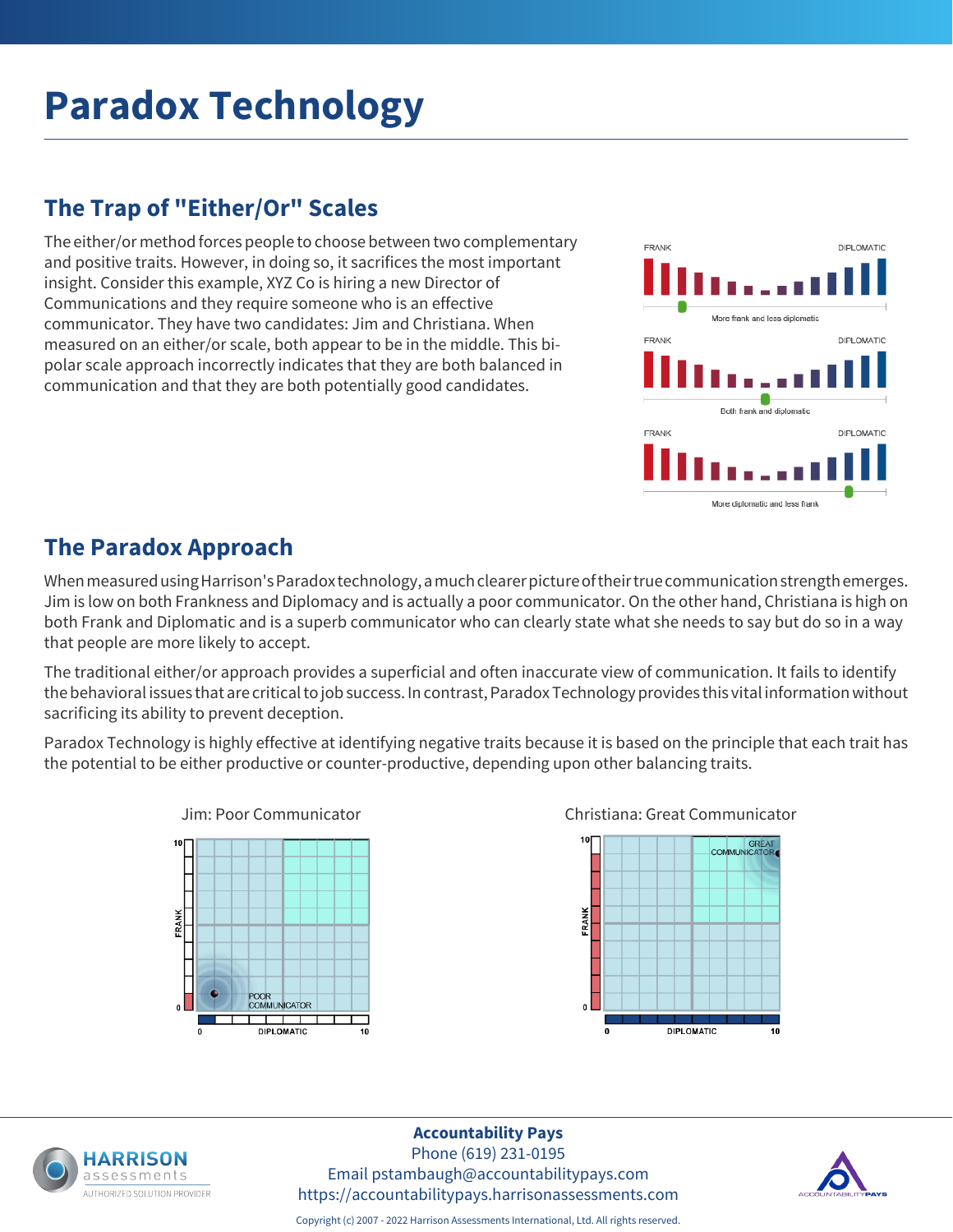# Paradox Technology

## The Trap of "Either/Or" Scales

The either/or method forces people to choose between two complementary and positive traits. However, in doing so, it sacrifices the most important insight. Consider this example, XYZ Co is hiring a new Director of Communications and they require someone who is an effective communicator. They have two candidates: Jim and Christiana. When measured on an either/or scale, both appear to be in the middle. This bi-polar scale approach incorrectly indicates that they are both balanced in communication and that they are both potentially good candidates.

FRANK — DIPLOMATIC
More frank and less diplomatic

FRANK — DIPLOMATIC
Both frank and diplomatic

FRANK — DIPLOMATIC
More diplomatic and less frank

## The Paradox Approach

When measured using Harrison's Paradox technology, a much clearer picture of their true communication strength emerges. Jim is low on both Frankness and Diplomacy and is actually a poor communicator. On the other hand, Christiana is high on both Frank and Diplomatic and is a superb communicator who can clearly state what she needs to say but do so in a way that people are more likely to accept.

The traditional either/or approach provides a superficial and often inaccurate view of communication. It fails to identify the behavioral issues that are critical to job success. In contrast, Paradox Technology provides this vital information without sacrificing its ability to prevent deception.

Paradox Technology is highly effective at identifying negative traits because it is based on the principle that each trait has the potential to be either productive or counter-productive, depending upon other balancing traits.

Jim: Poor Communicator

FRANK (0–10) / DIPLOMATIC (0–10) — POOR COMMUNICATOR

Christiana: Great Communicator

FRANK (0–10) / DIPLOMATIC (0–10) — GREAT COMMUNICATOR

**Accountability Pays**
Phone (619) 231-0195
Email pstambaugh@accountabilitypays.com
https://accountabilitypays.harrisonassessments.com

Copyright (c) 2007 - 2022 Harrison Assessments International, Ltd. All rights reserved.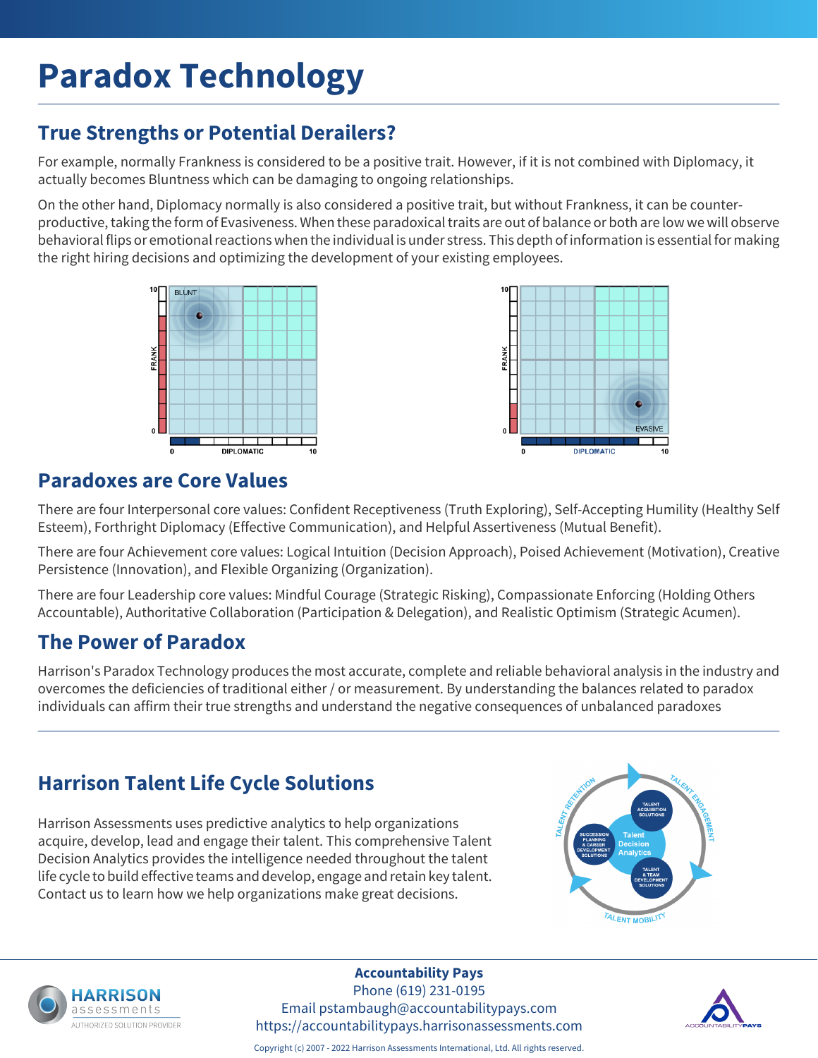# Paradox Technology

## True Strengths or Potential Derailers?

For example, normally Frankness is considered to be a positive trait. However, if it is not combined with Diplomacy, it actually becomes Bluntness which can be damaging to ongoing relationships.

On the other hand, Diplomacy normally is also considered a positive trait, but without Frankness, it can be counter-productive, taking the form of Evasiveness. When these paradoxical traits are out of balance or both are low we will observe behavioral flips or emotional reactions when the individual is under stress. This depth of information is essential for making the right hiring decisions and optimizing the development of your existing employees.

10
BLUNT
FRANK
0
0
DIPLOMATIC
10

10
FRANK
0
EVASIVE
0
DIPLOMATIC
10

## Paradoxes are Core Values

There are four Interpersonal core values: Confident Receptiveness (Truth Exploring), Self-Accepting Humility (Healthy Self Esteem), Forthright Diplomacy (Effective Communication), and Helpful Assertiveness (Mutual Benefit).

There are four Achievement core values: Logical Intuition (Decision Approach), Poised Achievement (Motivation), Creative Persistence (Innovation), and Flexible Organizing (Organization).

There are four Leadership core values: Mindful Courage (Strategic Risking), Compassionate Enforcing (Holding Others Accountable), Authoritative Collaboration (Participation & Delegation), and Realistic Optimism (Strategic Acumen).

## The Power of Paradox

Harrison's Paradox Technology produces the most accurate, complete and reliable behavioral analysis in the industry and overcomes the deficiencies of traditional either / or measurement. By understanding the balances related to paradox individuals can affirm their true strengths and understand the negative consequences of unbalanced paradoxes

## Harrison Talent Life Cycle Solutions

Harrison Assessments uses predictive analytics to help organizations acquire, develop, lead and engage their talent. This comprehensive Talent Decision Analytics provides the intelligence needed throughout the talent life cycle to build effective teams and develop, engage and retain key talent. Contact us to learn how we help organizations make great decisions.

TALENT RETENTION
TALENT ENGAGEMENT
TALENT MOBILITY
TALENT ACQUISITION SOLUTIONS
SUCCESSION PLANNING & CAREER DEVELOPMENT SOLUTIONS
Talent Decision Analytics
TALENT & TEAM DEVELOPMENT SOLUTIONS

HARRISON assessments
AUTHORIZED SOLUTION PROVIDER

**Accountability Pays**
Phone (619) 231-0195
Email pstambaugh@accountabilitypays.com
https://accountabilitypays.harrisonassessments.com

ACCOUNTABILITYPAYS

Copyright (c) 2007 - 2022 Harrison Assessments International, Ltd. All rights reserved.